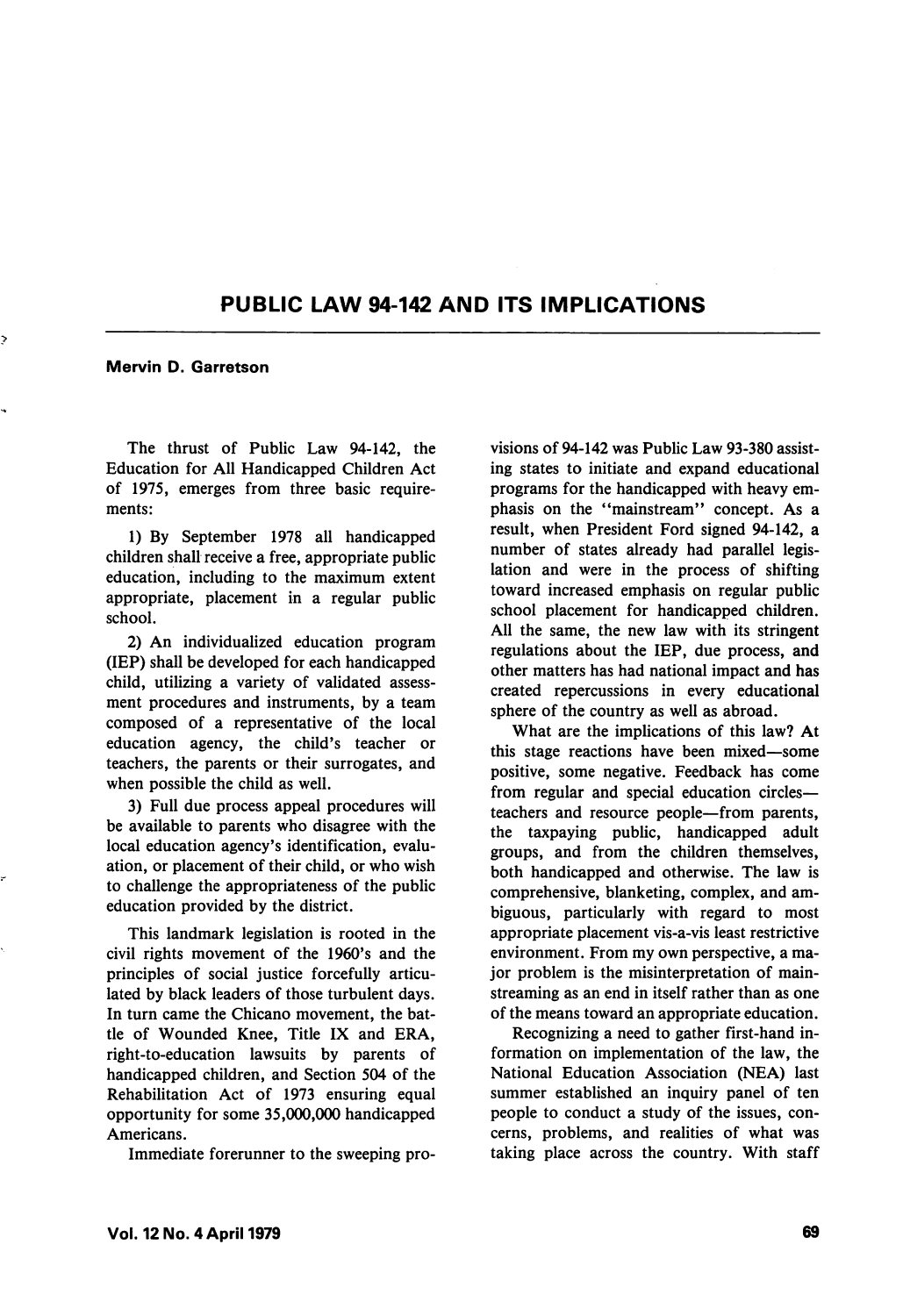# PUBLIC LAW 94-142 AND ITS IMPLICATIONS

**Mervin D. Garretson**

The thrust of Public Law 94-142, the Education for All Handicapped Children Act of 1975, emerges from three basic requirements:

1) By September 1978 all handicapped children shall receive a free, appropriate public education, including to the maximum extent appropriate, placement in a regular public school.

2) An individualized education program (IEP) shall be developed for each handicapped child, utilizing a variety of validated assessment procedures and instruments, by a team composed of a representative of the local education agency, the child's teacher or teachers, the parents or their surrogates, and when possible the child as well.

3) Full due process appeal procedures will be available to parents who disagree with the local education agency's identification, evaluation, or placement of their child, or who wish to challenge the appropriateness of the public education provided by the district.

This landmark legislation is rooted in the civil rights movement of the 1960's and the principles of social justice forcefully articulated by black leaders of those turbulent days. In turn came the Chicano movement, the battle of Wounded Knee, Title IX and ERA, right-to-education lawsuits by parents of handicapped children, and Section 504 of the Rehabilitation Act of 1973 ensuring equal opportunity for some 35,000,000 handicapped Americans.

Immediate forerunner to the sweeping provisions of 94-142 was Public Law 93-380 assisting states to initiate and expand educational programs for the handicapped with heavy emphasis on the "mainstream" concept. As a result, when President Ford signed 94-142, a number of states already had parallel legislation and were in the process of shifting toward increased emphasis on regular public school placement for handicapped children. All the same, the new law with its stringent regulations about the IEP, due process, and other matters has had national impact and has created repercussions in every educational sphere of the country as well as abroad.

What are the implications of this law? At this stage reactions have been mixed—some positive, some negative. Feedback has come from regular and special education circles—teachers and resource people—from parents, the taxpaying public, handicapped adult groups, and from the children themselves, both handicapped and otherwise. The law is comprehensive, blanketing, complex, and ambiguous, particularly with regard to most appropriate placement vis-a-vis least restrictive environment. From my own perspective, a major problem is the misinterpretation of mainstreaming as an end in itself rather than as one of the means toward an appropriate education.

Recognizing a need to gather first-hand information on implementation of the law, the National Education Association (NEA) last summer established an inquiry panel of ten people to conduct a study of the issues, concerns, problems, and realities of what was taking place across the country. With staff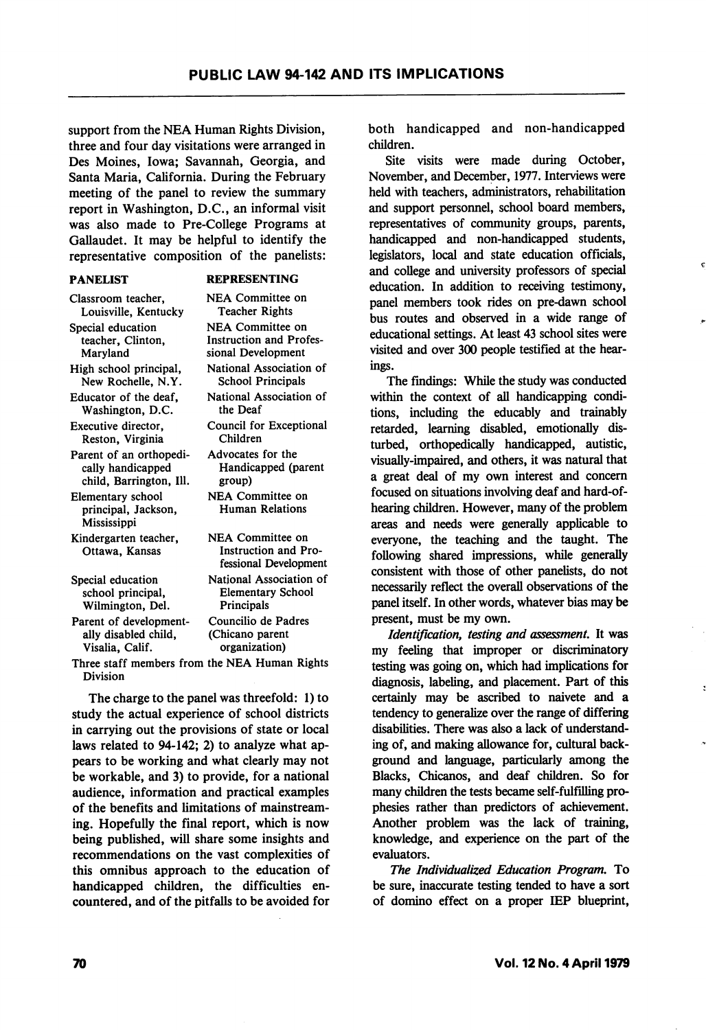support from the NEA Human Rights Division, three and four day visitations were arranged in Des Moines, Iowa; Savannah, Georgia, and Santa Maria, California. During the February meeting of the panel to review the summary report in Washington, D.C., an informal visit was also made to Pre-College Programs at Gallaudet. It may be helpful to identify the representative composition of the panelists:

| PANELIST | REPRESENTING |
|---|---|
| Classroom teacher, Louisville, Kentucky | NEA Committee on Teacher Rights |
| Special education teacher, Clinton, Maryland | NEA Committee on Instruction and Professional Development |
| High school principal, New Rochelle, N.Y. | National Association of School Principals |
| Educator of the deaf, Washington, D.C. | National Association of the Deaf |
| Executive director, Reston, Virginia | Council for Exceptional Children |
| Parent of an orthopedically handicapped child, Barrington, Ill. | Advocates for the Handicapped (parent group) |
| Elementary school principal, Jackson, Mississippi | NEA Committee on Human Relations |
| Kindergarten teacher, Ottawa, Kansas | NEA Committee on Instruction and Professional Development |
| Special education school principal, Wilmington, Del. | National Association of Elementary School Principals |
| Parent of developmentally disabled child, Visalia, Calif. | Councilio de Padres (Chicano parent organization) |

Three staff members from the NEA Human Rights Division

The charge to the panel was threefold: 1) to study the actual experience of school districts in carrying out the provisions of state or local laws related to 94-142; 2) to analyze what appears to be working and what clearly may not be workable, and 3) to provide, for a national audience, information and practical examples of the benefits and limitations of mainstreaming. Hopefully the final report, which is now being published, will share some insights and recommendations on the vast complexities of this omnibus approach to the education of handicapped children, the difficulties encountered, and of the pitfalls to be avoided for both handicapped and non-handicapped children.

Site visits were made during October, November, and December, 1977. Interviews were held with teachers, administrators, rehabilitation and support personnel, school board members, representatives of community groups, parents, handicapped and non-handicapped students, legislators, local and state education officials, and college and university professors of special education. In addition to receiving testimony, panel members took rides on pre-dawn school bus routes and observed in a wide range of educational settings. At least 43 school sites were visited and over 300 people testified at the hearings.

The findings: While the study was conducted within the context of all handicapping conditions, including the educably and trainably retarded, learning disabled, emotionally disturbed, orthopedically handicapped, autistic, visually-impaired, and others, it was natural that a great deal of my own interest and concern focused on situations involving deaf and hard-of-hearing children. However, many of the problem areas and needs were generally applicable to everyone, the teaching and the taught. The following shared impressions, while generally consistent with those of other panelists, do not necessarily reflect the overall observations of the panel itself. In other words, whatever bias may be present, must be my own.

*Identification, testing and assessment.* It was my feeling that improper or discriminatory testing was going on, which had implications for diagnosis, labeling, and placement. Part of this certainly may be ascribed to naivete and a tendency to generalize over the range of differing disabilities. There was also a lack of understanding of, and making allowance for, cultural background and language, particularly among the Blacks, Chicanos, and deaf children. So for many children the tests became self-fulfilling prophesies rather than predictors of achievement. Another problem was the lack of training, knowledge, and experience on the part of the evaluators.

*The Individualized Education Program.* To be sure, inaccurate testing tended to have a sort of domino effect on a proper IEP blueprint,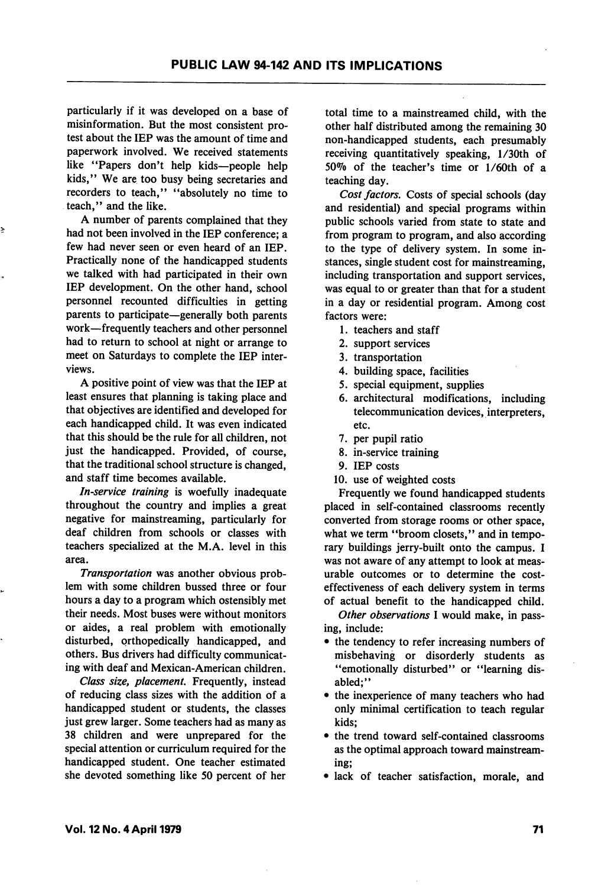particularly if it was developed on a base of misinformation. But the most consistent protest about the IEP was the amount of time and paperwork involved. We received statements like "Papers don't help kids—people help kids," We are too busy being secretaries and recorders to teach," "absolutely no time to teach," and the like.

A number of parents complained that they had not been involved in the IEP conference; a few had never seen or even heard of an IEP. Practically none of the handicapped students we talked with had participated in their own IEP development. On the other hand, school personnel recounted difficulties in getting parents to participate—generally both parents work—frequently teachers and other personnel had to return to school at night or arrange to meet on Saturdays to complete the IEP interviews.

A positive point of view was that the IEP at least ensures that planning is taking place and that objectives are identified and developed for each handicapped child. It was even indicated that this should be the rule for all children, not just the handicapped. Provided, of course, that the traditional school structure is changed, and staff time becomes available.

*In-service training* is woefully inadequate throughout the country and implies a great negative for mainstreaming, particularly for deaf children from schools or classes with teachers specialized at the M.A. level in this area.

*Transportation* was another obvious problem with some children bussed three or four hours a day to a program which ostensibly met their needs. Most buses were without monitors or aides, a real problem with emotionally disturbed, orthopedically handicapped, and others. Bus drivers had difficulty communicating with deaf and Mexican-American children.

*Class size, placement.* Frequently, instead of reducing class sizes with the addition of a handicapped student or students, the classes just grew larger. Some teachers had as many as 38 children and were unprepared for the special attention or curriculum required for the handicapped student. One teacher estimated she devoted something like 50 percent of her total time to a mainstreamed child, with the other half distributed among the remaining 30 non-handicapped students, each presumably receiving quantitatively speaking, 1/30th of 50% of the teacher's time or 1/60th of a teaching day.

*Cost factors.* Costs of special schools (day and residential) and special programs within public schools varied from state to state and from program to program, and also according to the type of delivery system. In some instances, single student cost for mainstreaming, including transportation and support services, was equal to or greater than that for a student in a day or residential program. Among cost factors were:

1. teachers and staff
2. support services
3. transportation
4. building space, facilities
5. special equipment, supplies
6. architectural modifications, including telecommunication devices, interpreters, etc.
7. per pupil ratio
8. in-service training
9. IEP costs
10. use of weighted costs

Frequently we found handicapped students placed in self-contained classrooms recently converted from storage rooms or other space, what we term "broom closets," and in temporary buildings jerry-built onto the campus. I was not aware of any attempt to look at measurable outcomes or to determine the cost-effectiveness of each delivery system in terms of actual benefit to the handicapped child.

*Other observations* I would make, in passing, include:

- the tendency to refer increasing numbers of misbehaving or disorderly students as "emotionally disturbed" or "learning disabled;"
- the inexperience of many teachers who had only minimal certification to teach regular kids;
- the trend toward self-contained classrooms as the optimal approach toward mainstreaming;
- lack of teacher satisfaction, morale, and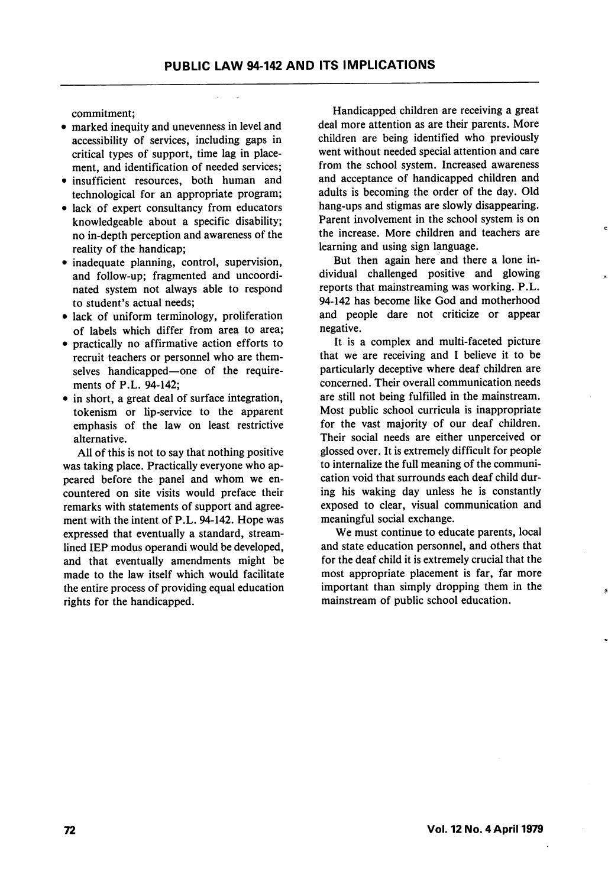commitment;

- marked inequity and unevenness in level and accessibility of services, including gaps in critical types of support, time lag in placement, and identification of needed services;
- insufficient resources, both human and technological for an appropriate program;
- lack of expert consultancy from educators knowledgeable about a specific disability; no in-depth perception and awareness of the reality of the handicap;
- inadequate planning, control, supervision, and follow-up; fragmented and uncoordinated system not always able to respond to student's actual needs;
- lack of uniform terminology, proliferation of labels which differ from area to area;
- practically no affirmative action efforts to recruit teachers or personnel who are themselves handicapped—one of the requirements of P.L. 94-142;
- in short, a great deal of surface integration, tokenism or lip-service to the apparent emphasis of the law on least restrictive alternative.

All of this is not to say that nothing positive was taking place. Practically everyone who appeared before the panel and whom we encountered on site visits would preface their remarks with statements of support and agreement with the intent of P.L. 94-142. Hope was expressed that eventually a standard, streamlined IEP modus operandi would be developed, and that eventually amendments might be made to the law itself which would facilitate the entire process of providing equal education rights for the handicapped.

Handicapped children are receiving a great deal more attention as are their parents. More children are being identified who previously went without needed special attention and care from the school system. Increased awareness and acceptance of handicapped children and adults is becoming the order of the day. Old hang-ups and stigmas are slowly disappearing. Parent involvement in the school system is on the increase. More children and teachers are learning and using sign language.

But then again here and there a lone individual challenged positive and glowing reports that mainstreaming was working. P.L. 94-142 has become like God and motherhood and people dare not criticize or appear negative.

It is a complex and multi-faceted picture that we are receiving and I believe it to be particularly deceptive where deaf children are concerned. Their overall communication needs are still not being fulfilled in the mainstream. Most public school curricula is inappropriate for the vast majority of our deaf children. Their social needs are either unperceived or glossed over. It is extremely difficult for people to internalize the full meaning of the communication void that surrounds each deaf child during his waking day unless he is constantly exposed to clear, visual communication and meaningful social exchange.

We must continue to educate parents, local and state education personnel, and others that for the deaf child it is extremely crucial that the most appropriate placement is far, far more important than simply dropping them in the mainstream of public school education.